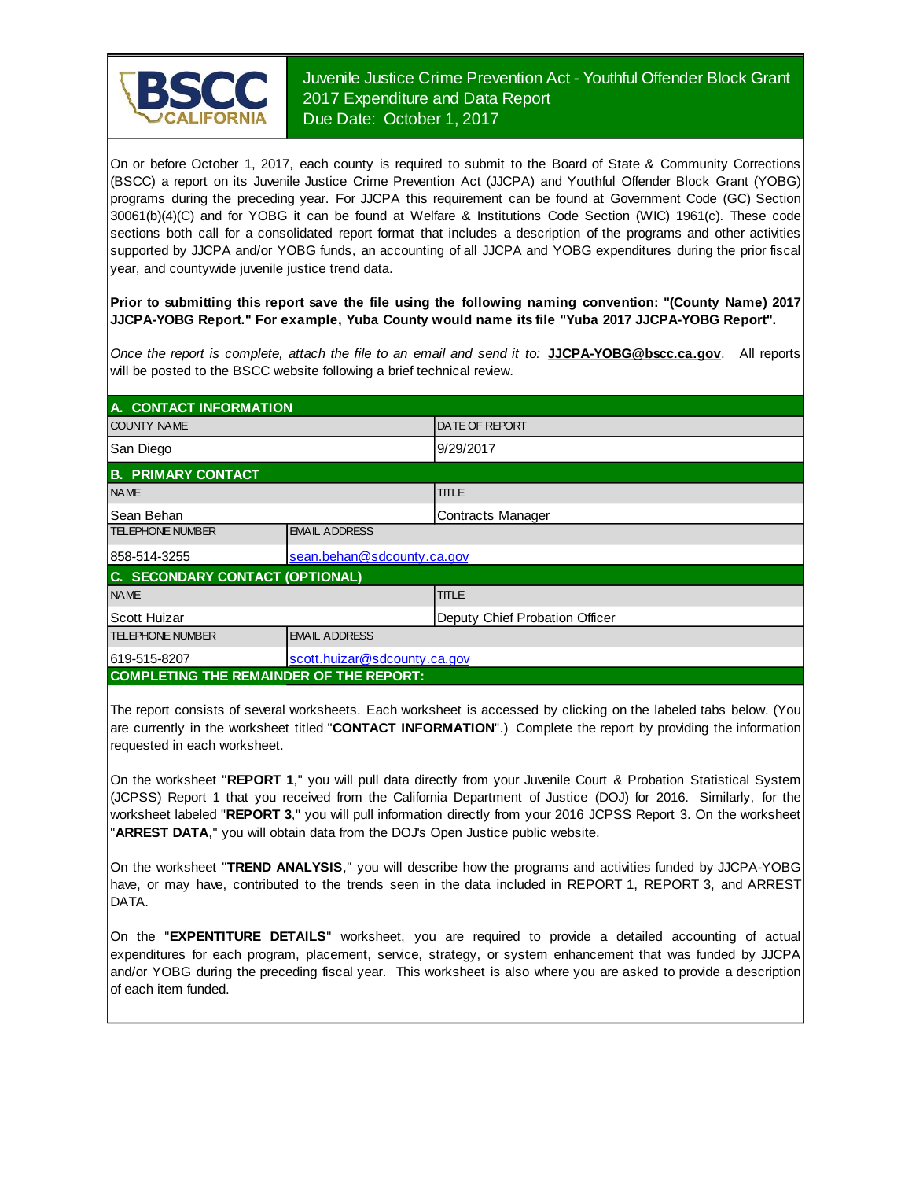# Juvenile Justice Crime Prevention Act - Youthful Offender Block Grant 2017 Expenditure and Data Report

Due Date: October 1, 2017

On or before October 1, 2017, each county is required to submit to the Board of State & Community Corrections (BSCC) a report on its Juvenile Justice Crime Prevention Act (JJCPA) and Youthful Offender Block Grant (YOBG) programs during the preceding year. For JJCPA this requirement can be found at Government Code (GC) Section 30061(b)(4)(C) and for YOBG it can be found at Welfare & Institutions Code Section (WIC) 1961(c). These code sections both call for a consolidated report format that includes a description of the programs and other activities supported by JJCPA and/or YOBG funds, an accounting of all JJCPA and YOBG expenditures during the prior fiscal year, and countywide juvenile justice trend data.

**Prior to submitting this report save the file using the following naming convention: "(County Name) 2017 JJCPA-YOBG Report." For example, Yuba County would name its file "Yuba 2017 JJCPA-YOBG Report".**

*Once the report is complete, attach the file to an email and send it to:* **JJCPA-YOBG@bscc.ca.gov**. All reports will be posted to the BSCC website following a brief technical review.

## A. CONTACT INFORMATION

| COUNTY NAME | DATE OF REPORT |
|---|---|
| San Diego | 9/29/2017 |

## B. PRIMARY CONTACT

| NAME | TITLE |
|---|---|
| Sean Behan | Contracts Manager |

| TELEPHONE NUMBER | EMAIL ADDRESS |
|---|---|
| 858-514-3255 | sean.behan@sdcounty.ca.gov |

## C. SECONDARY CONTACT (OPTIONAL)

| NAME | TITLE |
|---|---|
| Scott Huizar | Deputy Chief Probation Officer |

| TELEPHONE NUMBER | EMAIL ADDRESS |
|---|---|
| 619-515-8207 | scott.huizar@sdcounty.ca.gov |

## COMPLETING THE REMAINDER OF THE REPORT:

The report consists of several worksheets. Each worksheet is accessed by clicking on the labeled tabs below. (You are currently in the worksheet titled "**CONTACT INFORMATION**".) Complete the report by providing the information requested in each worksheet.

On the worksheet "**REPORT 1**," you will pull data directly from your Juvenile Court & Probation Statistical System (JCPSS) Report 1 that you received from the California Department of Justice (DOJ) for 2016. Similarly, for the worksheet labeled "**REPORT 3**," you will pull information directly from your 2016 JCPSS Report 3. On the worksheet "**ARREST DATA**," you will obtain data from the DOJ's Open Justice public website.

On the worksheet "**TREND ANALYSIS**," you will describe how the programs and activities funded by JJCPA-YOBG have, or may have, contributed to the trends seen in the data included in REPORT 1, REPORT 3, and ARREST DATA.

On the "**EXPENTITURE DETAILS**" worksheet, you are required to provide a detailed accounting of actual expenditures for each program, placement, service, strategy, or system enhancement that was funded by JJCPA and/or YOBG during the preceding fiscal year. This worksheet is also where you are asked to provide a description of each item funded.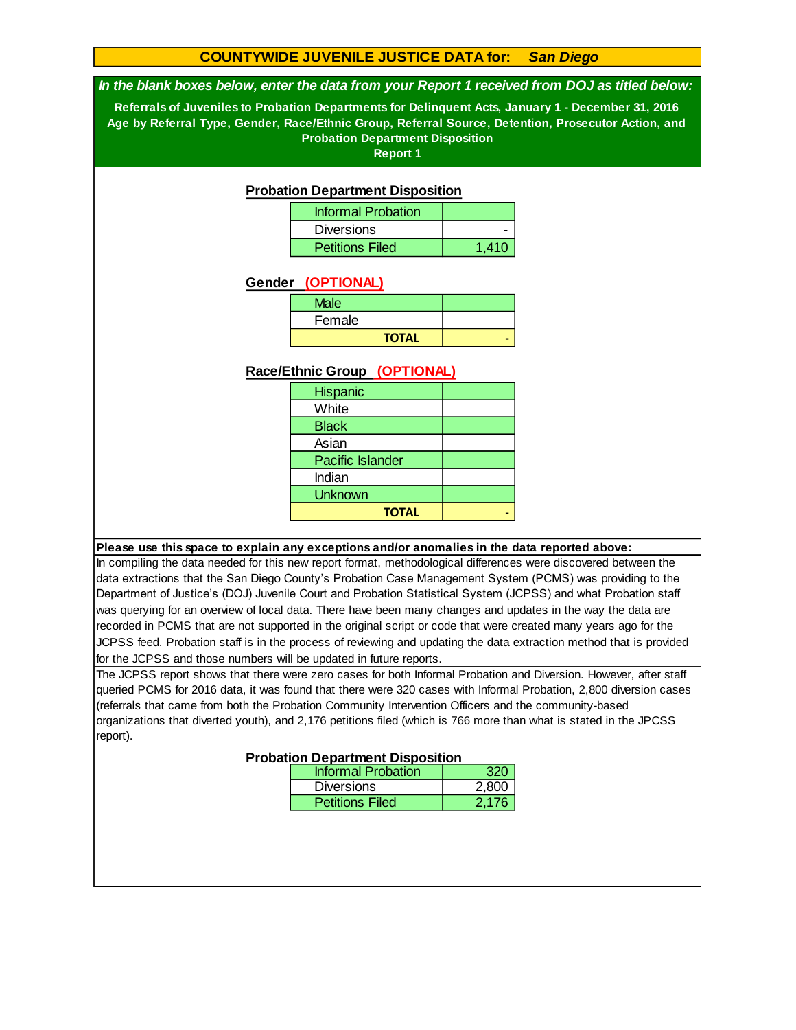# COUNTYWIDE JUVENILE JUSTICE DATA for: *San Diego*

***In the blank boxes below, enter the data from your Report 1 received from DOJ as titled below:***

**Referrals of Juveniles to Probation Departments for Delinquent Acts, January 1 - December 31, 2016**
**Age by Referral Type, Gender, Race/Ethnic Group, Referral Source, Detention, Prosecutor Action, and Probation Department Disposition**
**Report 1**

## Probation Department Disposition

| | |
|---|---|
| Informal Probation | |
| Diversions | - |
| Petitions Filed | 1,410 |

## Gender (OPTIONAL)

| | |
|---|---|
| Male | |
| Female | |
| **TOTAL** | - |

## Race/Ethnic Group (OPTIONAL)

| | |
|---|---|
| Hispanic | |
| White | |
| Black | |
| Asian | |
| Pacific Islander | |
| Indian | |
| Unknown | |
| **TOTAL** | - |

**Please use this space to explain any exceptions and/or anomalies in the data reported above:**

In compiling the data needed for this new report format, methodological differences were discovered between the data extractions that the San Diego County's Probation Case Management System (PCMS) was providing to the Department of Justice's (DOJ) Juvenile Court and Probation Statistical System (JCPSS) and what Probation staff was querying for an overview of local data. There have been many changes and updates in the way the data are recorded in PCMS that are not supported in the original script or code that were created many years ago for the JCPSS feed. Probation staff is in the process of reviewing and updating the data extraction method that is provided for the JCPSS and those numbers will be updated in future reports.

The JCPSS report shows that there were zero cases for both Informal Probation and Diversion. However, after staff queried PCMS for 2016 data, it was found that there were 320 cases with Informal Probation, 2,800 diversion cases (referrals that came from both the Probation Community Intervention Officers and the community-based organizations that diverted youth), and 2,176 petitions filed (which is 766 more than what is stated in the JPCSS report).

## Probation Department Disposition

| | |
|---|---|
| Informal Probation | 320 |
| Diversions | 2,800 |
| Petitions Filed | 2,176 |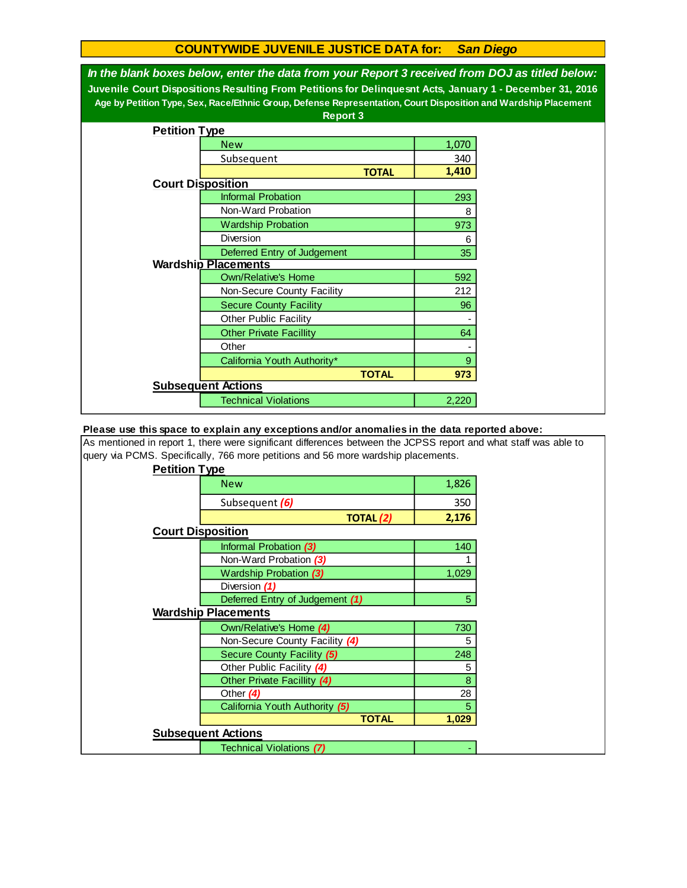# COUNTYWIDE JUVENILE JUSTICE DATA for: *San Diego*

***In the blank boxes below, enter the data from your Report 3 received from DOJ as titled below:***

**Juvenile Court Dispositions Resulting From Petitions for Delinquesnt Acts, January 1 - December 31, 2016**

**Age by Petition Type, Sex, Race/Ethnic Group, Defense Representation, Court Disposition and Wardship Placement**

**Report 3**

### Petition Type

| | |
|---|---|
| New | 1,070 |
| Subsequent | 340 |
| **TOTAL** | **1,410** |

### Court Disposition

| | |
|---|---|
| Informal Probation | 293 |
| Non-Ward Probation | 8 |
| Wardship Probation | 973 |
| Diversion | 6 |
| Deferred Entry of Judgement | 35 |

### Wardship Placements

| | |
|---|---|
| Own/Relative's Home | 592 |
| Non-Secure County Facility | 212 |
| Secure County Facility | 96 |
| Other Public Facility | - |
| Other Private Facillity | 64 |
| Other | - |
| California Youth Authority* | 9 |
| **TOTAL** | **973** |

### Subsequent Actions

| | |
|---|---|
| Technical Violations | 2,220 |

**Please use this space to explain any exceptions and/or anomalies in the data reported above:**

As mentioned in report 1, there were significant differences between the JCPSS report and what staff was able to query via PCMS. Specifically, 766 more petitions and 56 more wardship placements.

### Petition Type

| | |
|---|---|
| New | 1,826 |
| Subsequent *(6)* | 350 |
| **TOTAL *(2)*** | **2,176** |

### Court Disposition

| | |
|---|---|
| Informal Probation *(3)* | 140 |
| Non-Ward Probation *(3)* | 1 |
| Wardship Probation *(3)* | 1,029 |
| Diversion *(1)* | |
| Deferred Entry of Judgement *(1)* | 5 |

### Wardship Placements

| | |
|---|---|
| Own/Relative's Home *(4)* | 730 |
| Non-Secure County Facility *(4)* | 5 |
| Secure County Facility *(5)* | 248 |
| Other Public Facility *(4)* | 5 |
| Other Private Facillity *(4)* | 8 |
| Other *(4)* | 28 |
| California Youth Authority *(5)* | 5 |
| **TOTAL** | **1,029** |

### Subsequent Actions

| | |
|---|---|
| Technical Violations *(7)* | - |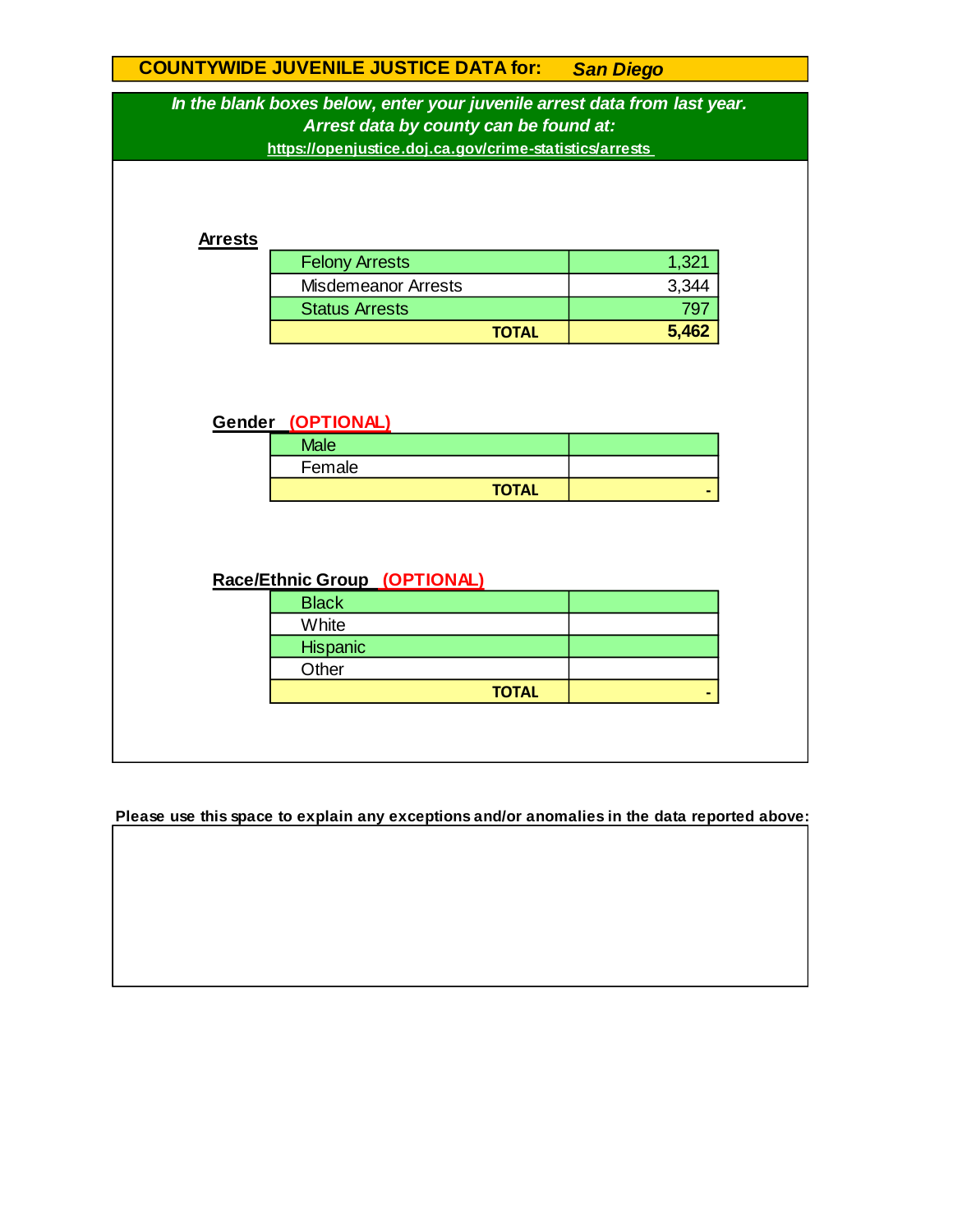# COUNTYWIDE JUVENILE JUSTICE DATA for: *San Diego*

***In the blank boxes below, enter your juvenile arrest data from last year.***
***Arrest data by county can be found at:***
**https://openjustice.doj.ca.gov/crime-statistics/arrests**

**Arrests**

| | |
|---|---|
| Felony Arrests | 1,321 |
| Misdemeanor Arrests | 3,344 |
| Status Arrests | 797 |
| **TOTAL** | **5,462** |

**Gender** **(OPTIONAL)**

| | |
|---|---|
| Male | |
| Female | |
| **TOTAL** | **-** |

**Race/Ethnic Group** **(OPTIONAL)**

| | |
|---|---|
| Black | |
| White | |
| Hispanic | |
| Other | |
| **TOTAL** | **-** |

**Please use this space to explain any exceptions and/or anomalies in the data reported above:**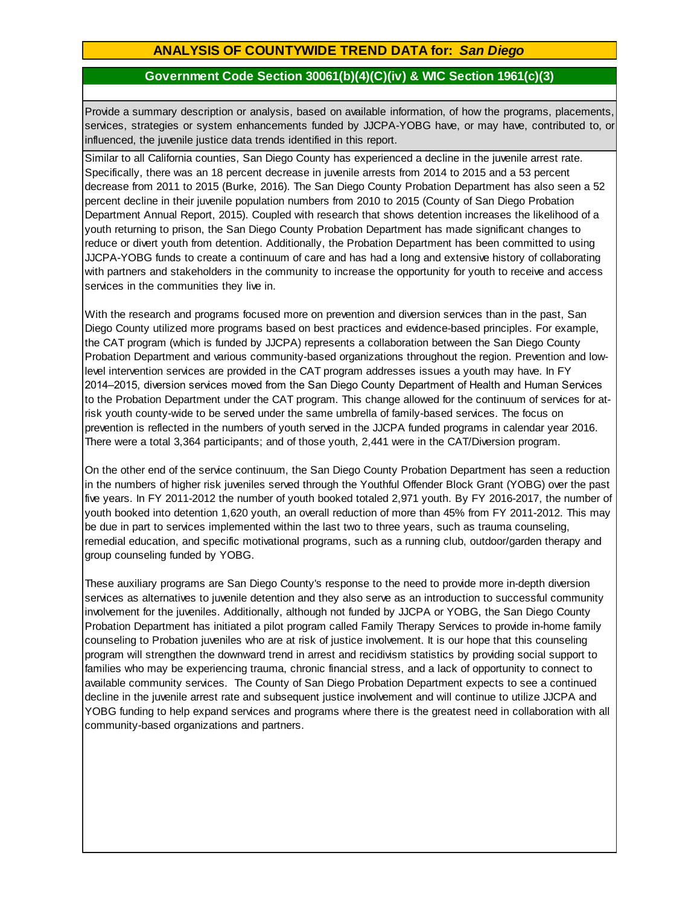## ANALYSIS OF COUNTYWIDE TREND DATA for: *San Diego*

### Government Code Section 30061(b)(4)(C)(iv) & WIC Section 1961(c)(3)

Provide a summary description or analysis, based on available information, of how the programs, placements, services, strategies or system enhancements funded by JJCPA-YOBG have, or may have, contributed to, or influenced, the juvenile justice data trends identified in this report.

Similar to all California counties, San Diego County has experienced a decline in the juvenile arrest rate. Specifically, there was an 18 percent decrease in juvenile arrests from 2014 to 2015 and a 53 percent decrease from 2011 to 2015 (Burke, 2016). The San Diego County Probation Department has also seen a 52 percent decline in their juvenile population numbers from 2010 to 2015 (County of San Diego Probation Department Annual Report, 2015). Coupled with research that shows detention increases the likelihood of a youth returning to prison, the San Diego County Probation Department has made significant changes to reduce or divert youth from detention. Additionally, the Probation Department has been committed to using JJCPA-YOBG funds to create a continuum of care and has had a long and extensive history of collaborating with partners and stakeholders in the community to increase the opportunity for youth to receive and access services in the communities they live in.

With the research and programs focused more on prevention and diversion services than in the past, San Diego County utilized more programs based on best practices and evidence-based principles. For example, the CAT program (which is funded by JJCPA) represents a collaboration between the San Diego County Probation Department and various community-based organizations throughout the region. Prevention and low-level intervention services are provided in the CAT program addresses issues a youth may have. In FY 2014–2015, diversion services moved from the San Diego County Department of Health and Human Services to the Probation Department under the CAT program. This change allowed for the continuum of services for at-risk youth county-wide to be served under the same umbrella of family-based services. The focus on prevention is reflected in the numbers of youth served in the JJCPA funded programs in calendar year 2016. There were a total 3,364 participants; and of those youth, 2,441 were in the CAT/Diversion program.

On the other end of the service continuum, the San Diego County Probation Department has seen a reduction in the numbers of higher risk juveniles served through the Youthful Offender Block Grant (YOBG) over the past five years. In FY 2011-2012 the number of youth booked totaled 2,971 youth. By FY 2016-2017, the number of youth booked into detention 1,620 youth, an overall reduction of more than 45% from FY 2011-2012. This may be due in part to services implemented within the last two to three years, such as trauma counseling, remedial education, and specific motivational programs, such as a running club, outdoor/garden therapy and group counseling funded by YOBG.

These auxiliary programs are San Diego County's response to the need to provide more in-depth diversion services as alternatives to juvenile detention and they also serve as an introduction to successful community involvement for the juveniles. Additionally, although not funded by JJCPA or YOBG, the San Diego County Probation Department has initiated a pilot program called Family Therapy Services to provide in-home family counseling to Probation juveniles who are at risk of justice involvement. It is our hope that this counseling program will strengthen the downward trend in arrest and recidivism statistics by providing social support to families who may be experiencing trauma, chronic financial stress, and a lack of opportunity to connect to available community services. The County of San Diego Probation Department expects to see a continued decline in the juvenile arrest rate and subsequent justice involvement and will continue to utilize JJCPA and YOBG funding to help expand services and programs where there is the greatest need in collaboration with all community-based organizations and partners.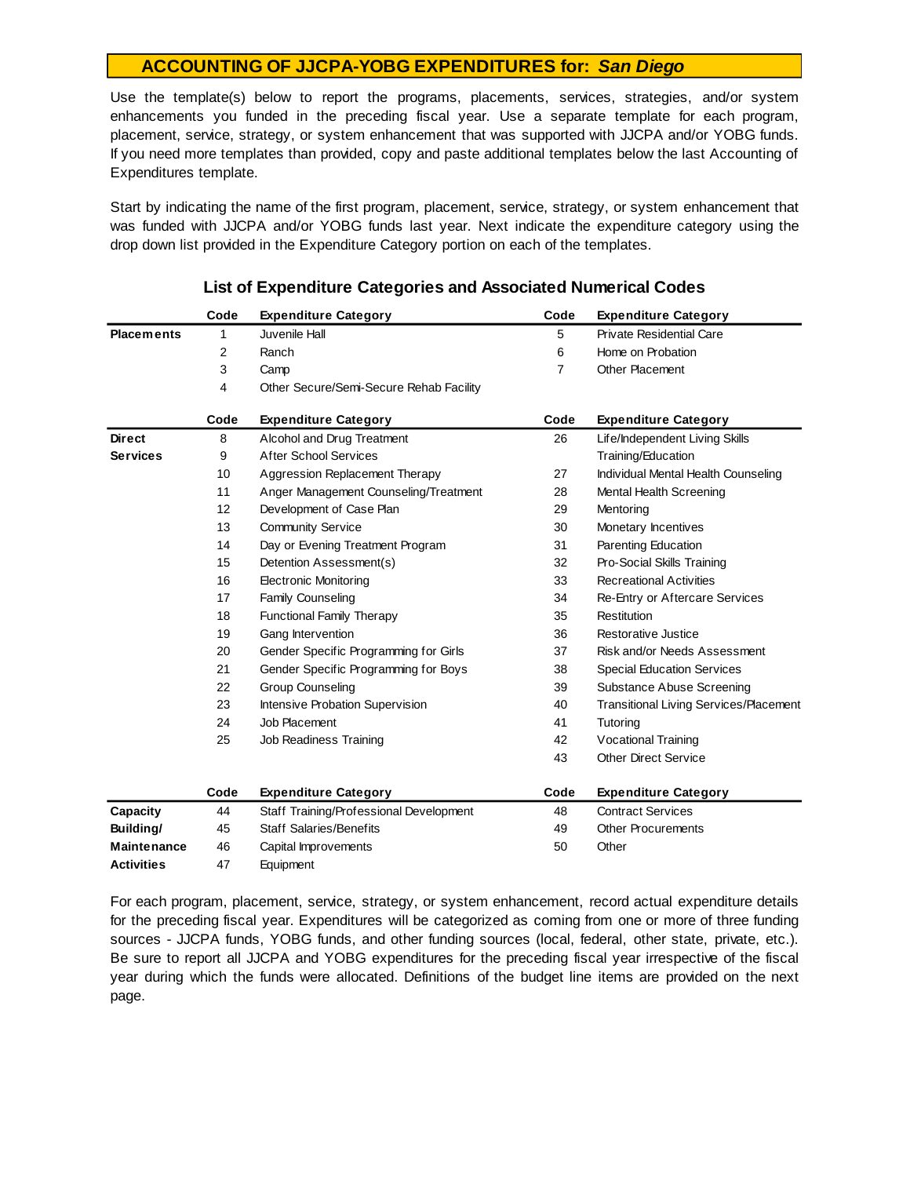## ACCOUNTING OF JJCPA-YOBG EXPENDITURES for: *San Diego*

Use the template(s) below to report the programs, placements, services, strategies, and/or system enhancements you funded in the preceding fiscal year. Use a separate template for each program, placement, service, strategy, or system enhancement that was supported with JJCPA and/or YOBG funds. If you need more templates than provided, copy and paste additional templates below the last Accounting of Expenditures template.

Start by indicating the name of the first program, placement, service, strategy, or system enhancement that was funded with JJCPA and/or YOBG funds last year. Next indicate the expenditure category using the drop down list provided in the Expenditure Category portion on each of the templates.

### List of Expenditure Categories and Associated Numerical Codes

| | Code | Expenditure Category | Code | Expenditure Category |
|---|---|---|---|---|
| **Placements** | 1 | Juvenile Hall | 5 | Private Residential Care |
| | 2 | Ranch | 6 | Home on Probation |
| | 3 | Camp | 7 | Other Placement |
| | 4 | Other Secure/Semi-Secure Rehab Facility | | |

| | Code | Expenditure Category | Code | Expenditure Category |
|---|---|---|---|---|
| **Direct Services** | 8 | Alcohol and Drug Treatment | 26 | Life/Independent Living Skills Training/Education |
| | 9 | After School Services | | |
| | 10 | Aggression Replacement Therapy | 27 | Individual Mental Health Counseling |
| | 11 | Anger Management Counseling/Treatment | 28 | Mental Health Screening |
| | 12 | Development of Case Plan | 29 | Mentoring |
| | 13 | Community Service | 30 | Monetary Incentives |
| | 14 | Day or Evening Treatment Program | 31 | Parenting Education |
| | 15 | Detention Assessment(s) | 32 | Pro-Social Skills Training |
| | 16 | Electronic Monitoring | 33 | Recreational Activities |
| | 17 | Family Counseling | 34 | Re-Entry or Aftercare Services |
| | 18 | Functional Family Therapy | 35 | Restitution |
| | 19 | Gang Intervention | 36 | Restorative Justice |
| | 20 | Gender Specific Programming for Girls | 37 | Risk and/or Needs Assessment |
| | 21 | Gender Specific Programming for Boys | 38 | Special Education Services |
| | 22 | Group Counseling | 39 | Substance Abuse Screening |
| | 23 | Intensive Probation Supervision | 40 | Transitional Living Services/Placement |
| | 24 | Job Placement | 41 | Tutoring |
| | 25 | Job Readiness Training | 42 | Vocational Training |
| | | | 43 | Other Direct Service |

| | Code | Expenditure Category | Code | Expenditure Category |
|---|---|---|---|---|
| **Capacity Building/ Maintenance Activities** | 44 | Staff Training/Professional Development | 48 | Contract Services |
| | 45 | Staff Salaries/Benefits | 49 | Other Procurements |
| | 46 | Capital Improvements | 50 | Other |
| | 47 | Equipment | | |

For each program, placement, service, strategy, or system enhancement, record actual expenditure details for the preceding fiscal year. Expenditures will be categorized as coming from one or more of three funding sources - JJCPA funds, YOBG funds, and other funding sources (local, federal, other state, private, etc.). Be sure to report all JJCPA and YOBG expenditures for the preceding fiscal year irrespective of the fiscal year during which the funds were allocated. Definitions of the budget line items are provided on the next page.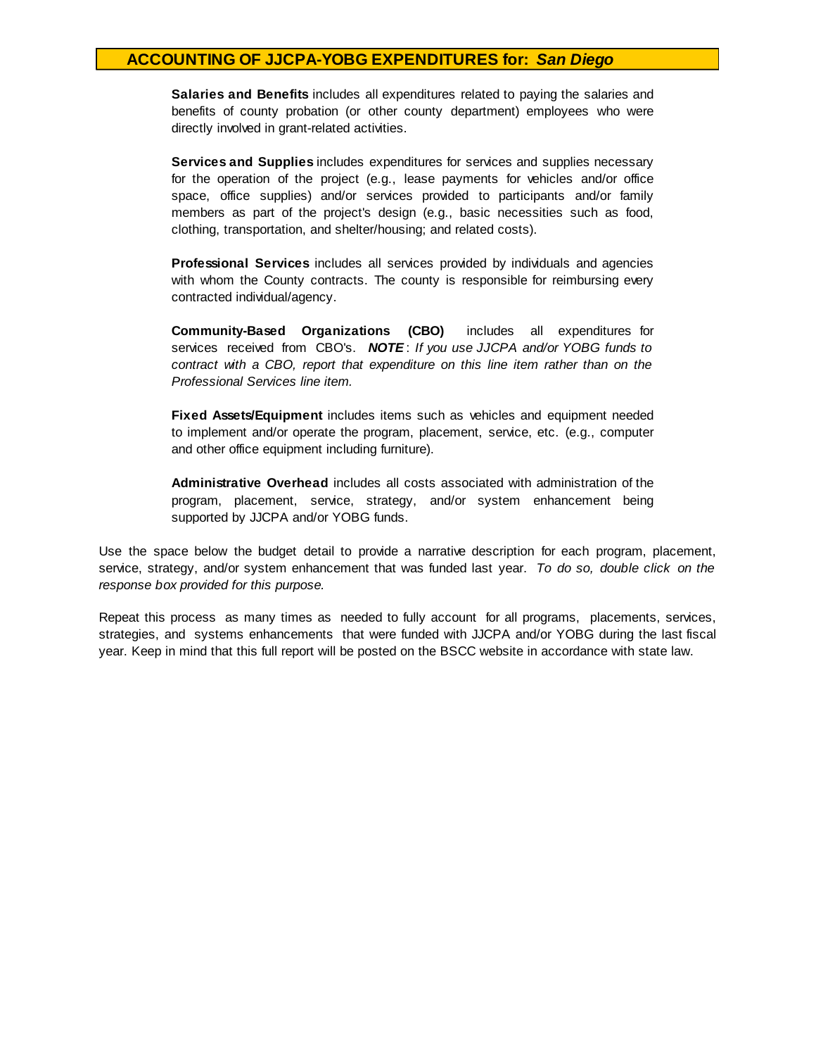## ACCOUNTING OF JJCPA-YOBG EXPENDITURES for: *San Diego*

**Salaries and Benefits** includes all expenditures related to paying the salaries and benefits of county probation (or other county department) employees who were directly involved in grant-related activities.

**Services and Supplies** includes expenditures for services and supplies necessary for the operation of the project (e.g., lease payments for vehicles and/or office space, office supplies) and/or services provided to participants and/or family members as part of the project's design (e.g., basic necessities such as food, clothing, transportation, and shelter/housing; and related costs).

**Professional Services** includes all services provided by individuals and agencies with whom the County contracts. The county is responsible for reimbursing every contracted individual/agency.

**Community-Based Organizations (CBO)** includes all expenditures for services received from CBO's. ***NOTE***: *If you use JJCPA and/or YOBG funds to contract with a CBO, report that expenditure on this line item rather than on the Professional Services line item.*

**Fixed Assets/Equipment** includes items such as vehicles and equipment needed to implement and/or operate the program, placement, service, etc. (e.g., computer and other office equipment including furniture).

**Administrative Overhead** includes all costs associated with administration of the program, placement, service, strategy, and/or system enhancement being supported by JJCPA and/or YOBG funds.

Use the space below the budget detail to provide a narrative description for each program, placement, service, strategy, and/or system enhancement that was funded last year. *To do so, double click on the response box provided for this purpose.*

Repeat this process as many times as needed to fully account for all programs, placements, services, strategies, and systems enhancements that were funded with JJCPA and/or YOBG during the last fiscal year. Keep in mind that this full report will be posted on the BSCC website in accordance with state law.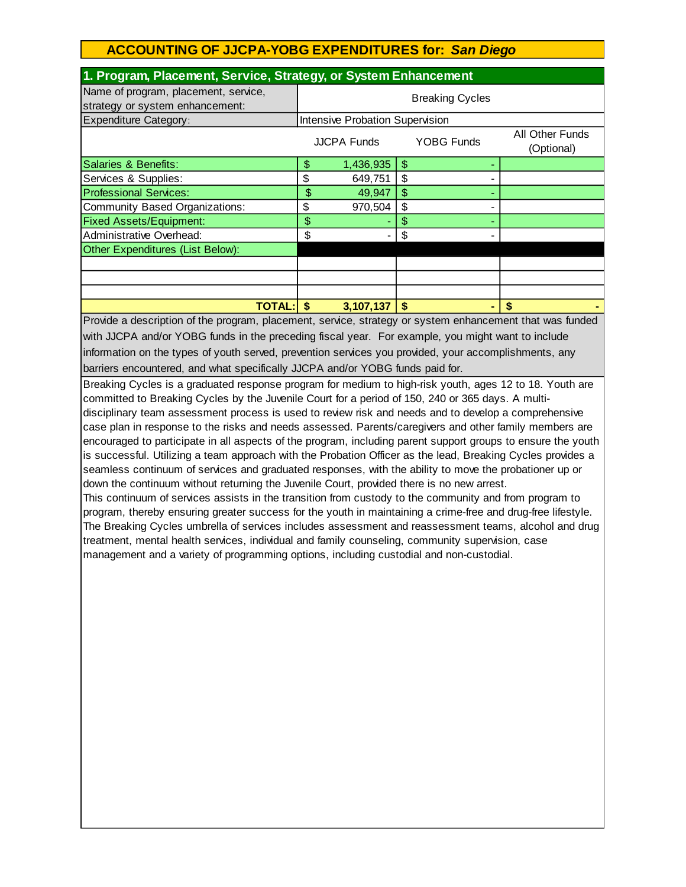## ACCOUNTING OF JJCPA-YOBG EXPENDITURES for: *San Diego*

### 1. Program, Placement, Service, Strategy, or System Enhancement

| Name of program, placement, service, strategy or system enhancement: | Breaking Cycles | | |
|---|---|---|---|
| Expenditure Category: | Intensive Probation Supervision | | |
| | JJCPA Funds | YOBG Funds | All Other Funds (Optional) |
| Salaries & Benefits: | $ 1,436,935 | $ - | |
| Services & Supplies: | $ 649,751 | $ - | |
| Professional Services: | $ 49,947 | $ - | |
| Community Based Organizations: | $ 970,504 | $ - | |
| Fixed Assets/Equipment: | $ - | $ - | |
| Administrative Overhead: | $ - | $ - | |
| Other Expenditures (List Below): | | | |
| | | | |
| | | | |
| | | | |
| **TOTAL:** | **$ 3,107,137** | **$ -** | **$ -** |

Provide a description of the program, placement, service, strategy or system enhancement that was funded with JJCPA and/or YOBG funds in the preceding fiscal year. For example, you might want to include information on the types of youth served, prevention services you provided, your accomplishments, any barriers encountered, and what specifically JJCPA and/or YOBG funds paid for.

Breaking Cycles is a graduated response program for medium to high-risk youth, ages 12 to 18. Youth are committed to Breaking Cycles by the Juvenile Court for a period of 150, 240 or 365 days. A multi-disciplinary team assessment process is used to review risk and needs and to develop a comprehensive case plan in response to the risks and needs assessed. Parents/caregivers and other family members are encouraged to participate in all aspects of the program, including parent support groups to ensure the youth is successful. Utilizing a team approach with the Probation Officer as the lead, Breaking Cycles provides a seamless continuum of services and graduated responses, with the ability to move the probationer up or down the continuum without returning the Juvenile Court, provided there is no new arrest.
This continuum of services assists in the transition from custody to the community and from program to program, thereby ensuring greater success for the youth in maintaining a crime-free and drug-free lifestyle. The Breaking Cycles umbrella of services includes assessment and reassessment teams, alcohol and drug treatment, mental health services, individual and family counseling, community supervision, case management and a variety of programming options, including custodial and non-custodial.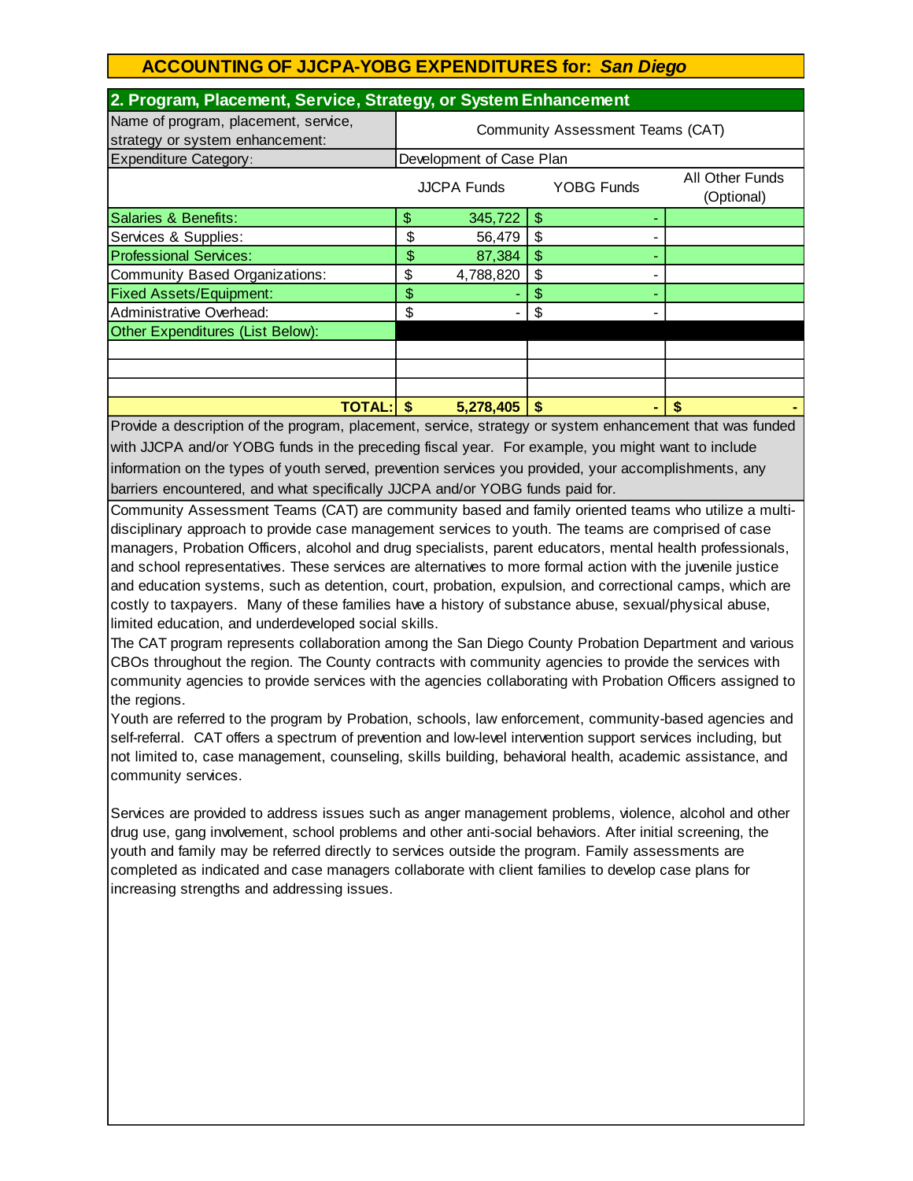# ACCOUNTING OF JJCPA-YOBG EXPENDITURES for: *San Diego*

## 2. Program, Placement, Service, Strategy, or System Enhancement

| Name of program, placement, service, strategy or system enhancement: | Community Assessment Teams (CAT) | | |
|---|---|---|---|
| Expenditure Category: | Development of Case Plan | | |
| | JJCPA Funds | YOBG Funds | All Other Funds (Optional) |
| Salaries & Benefits: | $ 345,722 | $ - | |
| Services & Supplies: | $ 56,479 | $ - | |
| Professional Services: | $ 87,384 | $ - | |
| Community Based Organizations: | $ 4,788,820 | $ - | |
| Fixed Assets/Equipment: | $ - | $ - | |
| Administrative Overhead: | $ - | $ - | |
| Other Expenditures (List Below): | | | |
| | | | |
| | | | |
| | | | |
| **TOTAL:** | **$ 5,278,405** | **$ -** | **$ -** |

Provide a description of the program, placement, service, strategy or system enhancement that was funded with JJCPA and/or YOBG funds in the preceding fiscal year. For example, you might want to include information on the types of youth served, prevention services you provided, your accomplishments, any barriers encountered, and what specifically JJCPA and/or YOBG funds paid for.

Community Assessment Teams (CAT) are community based and family oriented teams who utilize a multi-disciplinary approach to provide case management services to youth. The teams are comprised of case managers, Probation Officers, alcohol and drug specialists, parent educators, mental health professionals, and school representatives. These services are alternatives to more formal action with the juvenile justice and education systems, such as detention, court, probation, expulsion, and correctional camps, which are costly to taxpayers. Many of these families have a history of substance abuse, sexual/physical abuse, limited education, and underdeveloped social skills.
The CAT program represents collaboration among the San Diego County Probation Department and various CBOs throughout the region. The County contracts with community agencies to provide the services with community agencies to provide services with the agencies collaborating with Probation Officers assigned to the regions.
Youth are referred to the program by Probation, schools, law enforcement, community-based agencies and self-referral. CAT offers a spectrum of prevention and low-level intervention support services including, but not limited to, case management, counseling, skills building, behavioral health, academic assistance, and community services.

Services are provided to address issues such as anger management problems, violence, alcohol and other drug use, gang involvement, school problems and other anti-social behaviors. After initial screening, the youth and family may be referred directly to services outside the program. Family assessments are completed as indicated and case managers collaborate with client families to develop case plans for increasing strengths and addressing issues.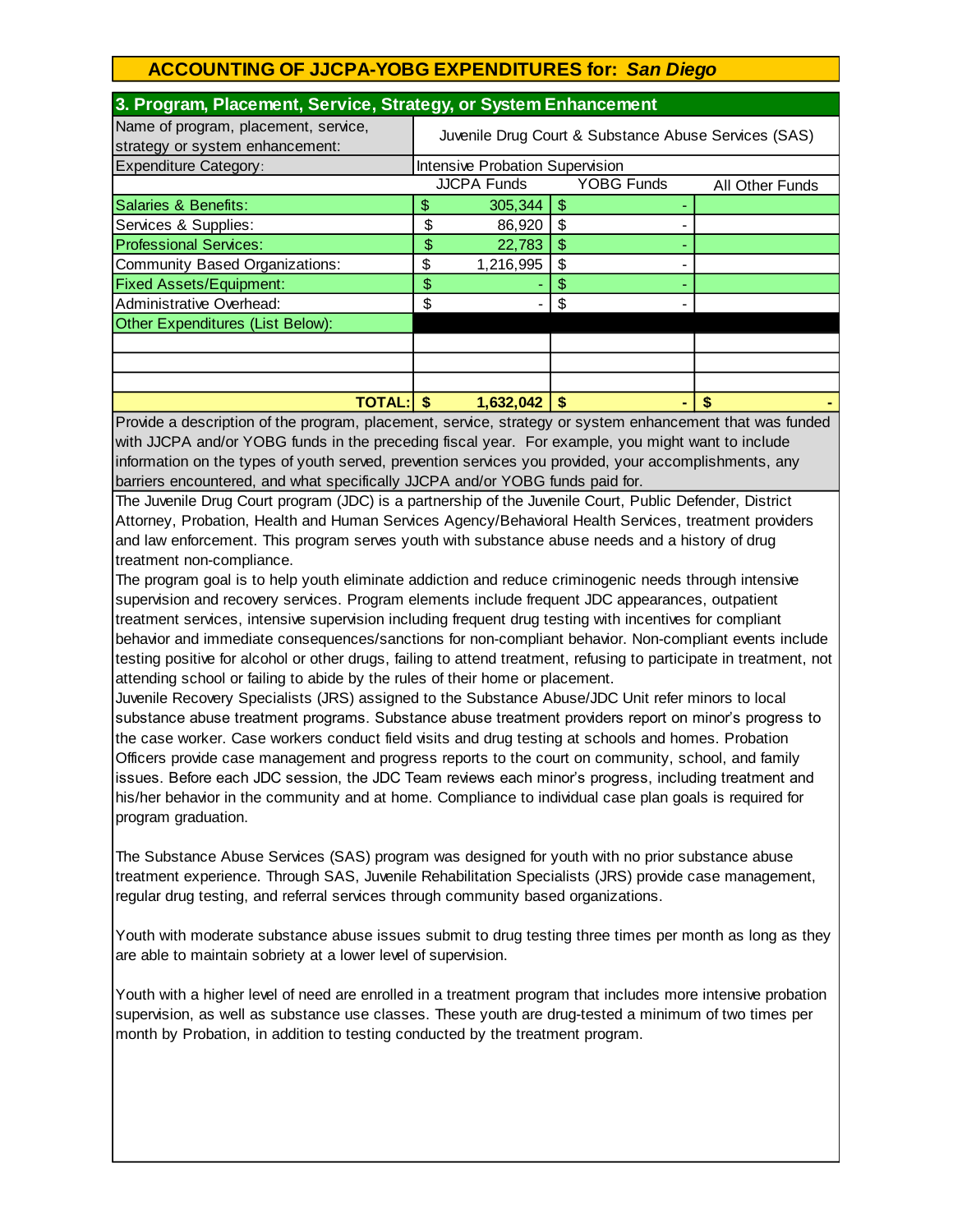## ACCOUNTING OF JJCPA-YOBG EXPENDITURES for: *San Diego*

### 3. Program, Placement, Service, Strategy, or System Enhancement

| Name of program, placement, service, strategy or system enhancement: | Juvenile Drug Court & Substance Abuse Services (SAS) | | |
|---|---|---|---|
| Expenditure Category: | Intensive Probation Supervision | | |
| | JJCPA Funds | YOBG Funds | All Other Funds |
| Salaries & Benefits: | $ 305,344 | $ - | |
| Services & Supplies: | $ 86,920 | $ - | |
| Professional Services: | $ 22,783 | $ - | |
| Community Based Organizations: | $ 1,216,995 | $ - | |
| Fixed Assets/Equipment: | $ - | $ - | |
| Administrative Overhead: | $ - | $ - | |
| Other Expenditures (List Below): | | | |
| | | | |
| | | | |
| | | | |
| **TOTAL:** | **$ 1,632,042** | **$ -** | **$ -** |

Provide a description of the program, placement, service, strategy or system enhancement that was funded with JJCPA and/or YOBG funds in the preceding fiscal year. For example, you might want to include information on the types of youth served, prevention services you provided, your accomplishments, any barriers encountered, and what specifically JJCPA and/or YOBG funds paid for.

The Juvenile Drug Court program (JDC) is a partnership of the Juvenile Court, Public Defender, District Attorney, Probation, Health and Human Services Agency/Behavioral Health Services, treatment providers and law enforcement. This program serves youth with substance abuse needs and a history of drug treatment non-compliance.

The program goal is to help youth eliminate addiction and reduce criminogenic needs through intensive supervision and recovery services. Program elements include frequent JDC appearances, outpatient treatment services, intensive supervision including frequent drug testing with incentives for compliant behavior and immediate consequences/sanctions for non-compliant behavior. Non-compliant events include testing positive for alcohol or other drugs, failing to attend treatment, refusing to participate in treatment, not attending school or failing to abide by the rules of their home or placement.

Juvenile Recovery Specialists (JRS) assigned to the Substance Abuse/JDC Unit refer minors to local substance abuse treatment programs. Substance abuse treatment providers report on minor's progress to the case worker. Case workers conduct field visits and drug testing at schools and homes. Probation Officers provide case management and progress reports to the court on community, school, and family issues. Before each JDC session, the JDC Team reviews each minor's progress, including treatment and his/her behavior in the community and at home. Compliance to individual case plan goals is required for program graduation.

The Substance Abuse Services (SAS) program was designed for youth with no prior substance abuse treatment experience. Through SAS, Juvenile Rehabilitation Specialists (JRS) provide case management, regular drug testing, and referral services through community based organizations.

Youth with moderate substance abuse issues submit to drug testing three times per month as long as they are able to maintain sobriety at a lower level of supervision.

Youth with a higher level of need are enrolled in a treatment program that includes more intensive probation supervision, as well as substance use classes. These youth are drug-tested a minimum of two times per month by Probation, in addition to testing conducted by the treatment program.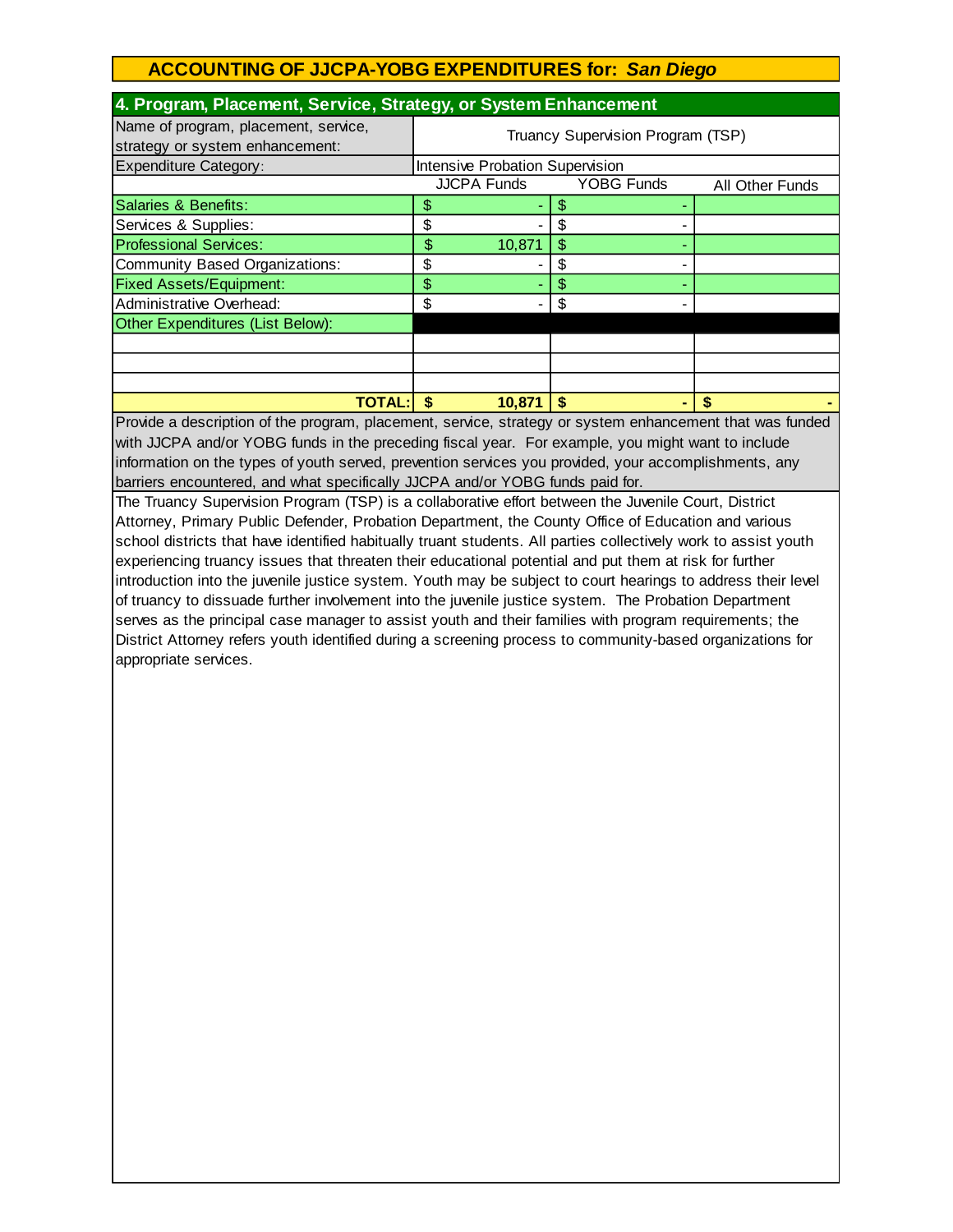## ACCOUNTING OF JJCPA-YOBG EXPENDITURES for: *San Diego*

### 4. Program, Placement, Service, Strategy, or System Enhancement

| Name of program, placement, service, strategy or system enhancement: | Truancy Supervision Program (TSP) | | |
|---|---|---|---|
| Expenditure Category: | Intensive Probation Supervision | | |
| | JJCPA Funds | YOBG Funds | All Other Funds |
| Salaries & Benefits: | $ - | $ - | |
| Services & Supplies: | $ - | $ - | |
| Professional Services: | $ 10,871 | $ - | |
| Community Based Organizations: | $ - | $ - | |
| Fixed Assets/Equipment: | $ - | $ - | |
| Administrative Overhead: | $ - | $ - | |
| Other Expenditures (List Below): | | | |
| | | | |
| | | | |
| | | | |
| **TOTAL:** | **$ 10,871** | **$ -** | **$ -** |

Provide a description of the program, placement, service, strategy or system enhancement that was funded with JJCPA and/or YOBG funds in the preceding fiscal year. For example, you might want to include information on the types of youth served, prevention services you provided, your accomplishments, any barriers encountered, and what specifically JJCPA and/or YOBG funds paid for.

The Truancy Supervision Program (TSP) is a collaborative effort between the Juvenile Court, District Attorney, Primary Public Defender, Probation Department, the County Office of Education and various school districts that have identified habitually truant students. All parties collectively work to assist youth experiencing truancy issues that threaten their educational potential and put them at risk for further introduction into the juvenile justice system. Youth may be subject to court hearings to address their level of truancy to dissuade further involvement into the juvenile justice system. The Probation Department serves as the principal case manager to assist youth and their families with program requirements; the District Attorney refers youth identified during a screening process to community-based organizations for appropriate services.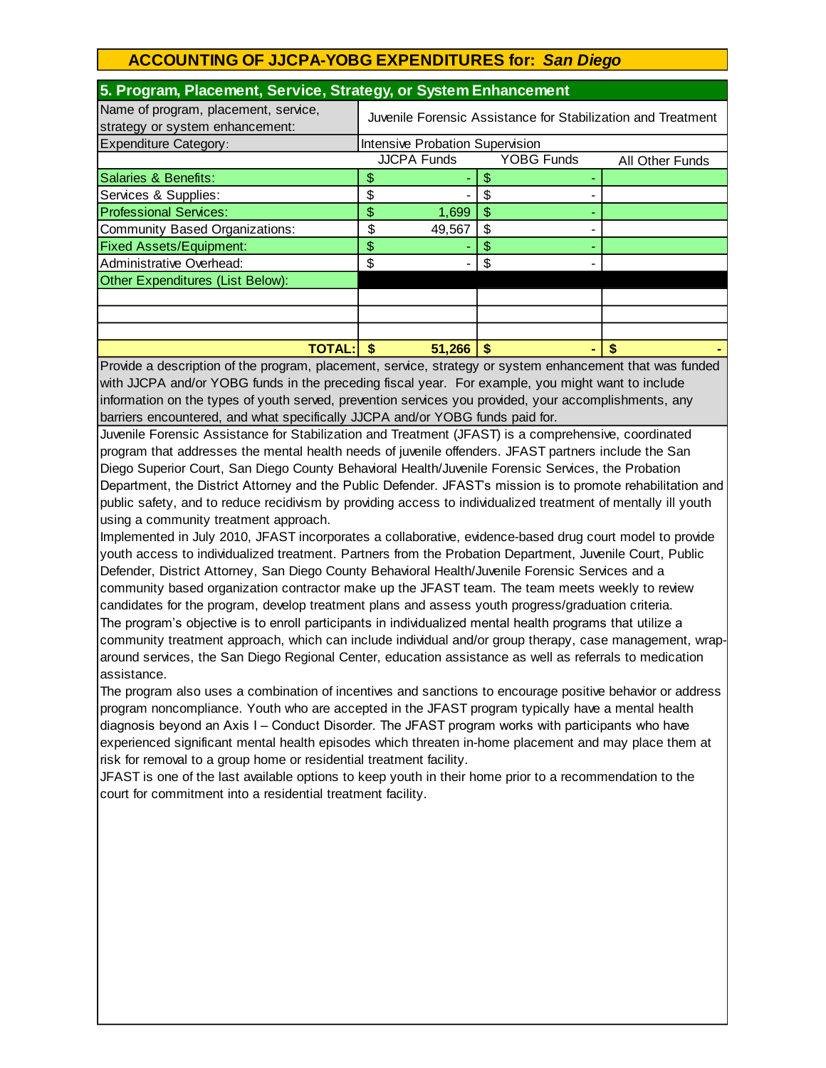# ACCOUNTING OF JJCPA-YOBG EXPENDITURES for: *San Diego*

## 5. Program, Placement, Service, Strategy, or System Enhancement

| Name of program, placement, service, strategy or system enhancement: | Juvenile Forensic Assistance for Stabilization and Treatment | | |
|---|---|---|---|
| Expenditure Category: | Intensive Probation Supervision | | |
| | JJCPA Funds | YOBG Funds | All Other Funds |
| Salaries & Benefits: | $ - | $ - | |
| Services & Supplies: | $ - | $ - | |
| Professional Services: | $ 1,699 | $ - | |
| Community Based Organizations: | $ 49,567 | $ - | |
| Fixed Assets/Equipment: | $ - | $ - | |
| Administrative Overhead: | $ - | $ - | |
| Other Expenditures (List Below): | | | |
| | | | |
| | | | |
| | | | |
| **TOTAL:** | **$ 51,266** | **$ -** | **$ -** |

Provide a description of the program, placement, service, strategy or system enhancement that was funded with JJCPA and/or YOBG funds in the preceding fiscal year. For example, you might want to include information on the types of youth served, prevention services you provided, your accomplishments, any barriers encountered, and what specifically JJCPA and/or YOBG funds paid for.

Juvenile Forensic Assistance for Stabilization and Treatment (JFAST) is a comprehensive, coordinated program that addresses the mental health needs of juvenile offenders. JFAST partners include the San Diego Superior Court, San Diego County Behavioral Health/Juvenile Forensic Services, the Probation Department, the District Attorney and the Public Defender. JFAST's mission is to promote rehabilitation and public safety, and to reduce recidivism by providing access to individualized treatment of mentally ill youth using a community treatment approach.

Implemented in July 2010, JFAST incorporates a collaborative, evidence-based drug court model to provide youth access to individualized treatment. Partners from the Probation Department, Juvenile Court, Public Defender, District Attorney, San Diego County Behavioral Health/Juvenile Forensic Services and a community based organization contractor make up the JFAST team. The team meets weekly to review candidates for the program, develop treatment plans and assess youth progress/graduation criteria.

The program's objective is to enroll participants in individualized mental health programs that utilize a community treatment approach, which can include individual and/or group therapy, case management, wrap-around services, the San Diego Regional Center, education assistance as well as referrals to medication assistance.

The program also uses a combination of incentives and sanctions to encourage positive behavior or address program noncompliance. Youth who are accepted in the JFAST program typically have a mental health diagnosis beyond an Axis I – Conduct Disorder. The JFAST program works with participants who have experienced significant mental health episodes which threaten in-home placement and may place them at risk for removal to a group home or residential treatment facility.

JFAST is one of the last available options to keep youth in their home prior to a recommendation to the court for commitment into a residential treatment facility.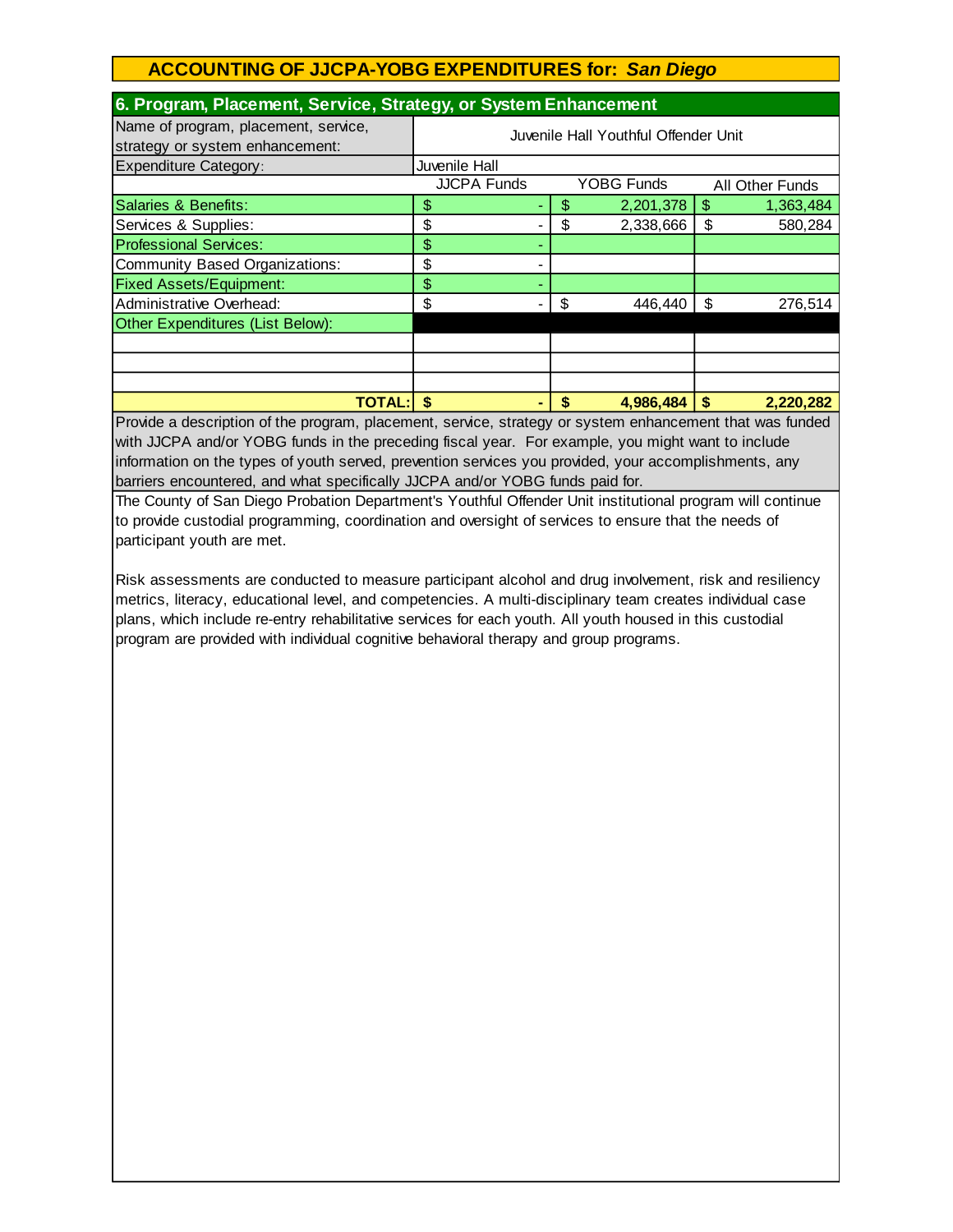## ACCOUNTING OF JJCPA-YOBG EXPENDITURES for: *San Diego*

### 6. Program, Placement, Service, Strategy, or System Enhancement

| Name of program, placement, service, strategy or system enhancement: | Juvenile Hall Youthful Offender Unit | | |
|---|---|---|---|
| Expenditure Category: | Juvenile Hall | | |
| | JJCPA Funds | YOBG Funds | All Other Funds |
| Salaries & Benefits: | $ - | $ 2,201,378 | $ 1,363,484 |
| Services & Supplies: | $ - | $ 2,338,666 | $ 580,284 |
| Professional Services: | $ - | | |
| Community Based Organizations: | $ - | | |
| Fixed Assets/Equipment: | $ - | | |
| Administrative Overhead: | $ - | $ 446,440 | $ 276,514 |
| Other Expenditures (List Below): | | | |
| | | | |
| | | | |
| | | | |
| **TOTAL:** | **$ -** | **$ 4,986,484** | **$ 2,220,282** |

Provide a description of the program, placement, service, strategy or system enhancement that was funded with JJCPA and/or YOBG funds in the preceding fiscal year. For example, you might want to include information on the types of youth served, prevention services you provided, your accomplishments, any barriers encountered, and what specifically JJCPA and/or YOBG funds paid for.

The County of San Diego Probation Department's Youthful Offender Unit institutional program will continue to provide custodial programming, coordination and oversight of services to ensure that the needs of participant youth are met.

Risk assessments are conducted to measure participant alcohol and drug involvement, risk and resiliency metrics, literacy, educational level, and competencies. A multi-disciplinary team creates individual case plans, which include re-entry rehabilitative services for each youth. All youth housed in this custodial program are provided with individual cognitive behavioral therapy and group programs.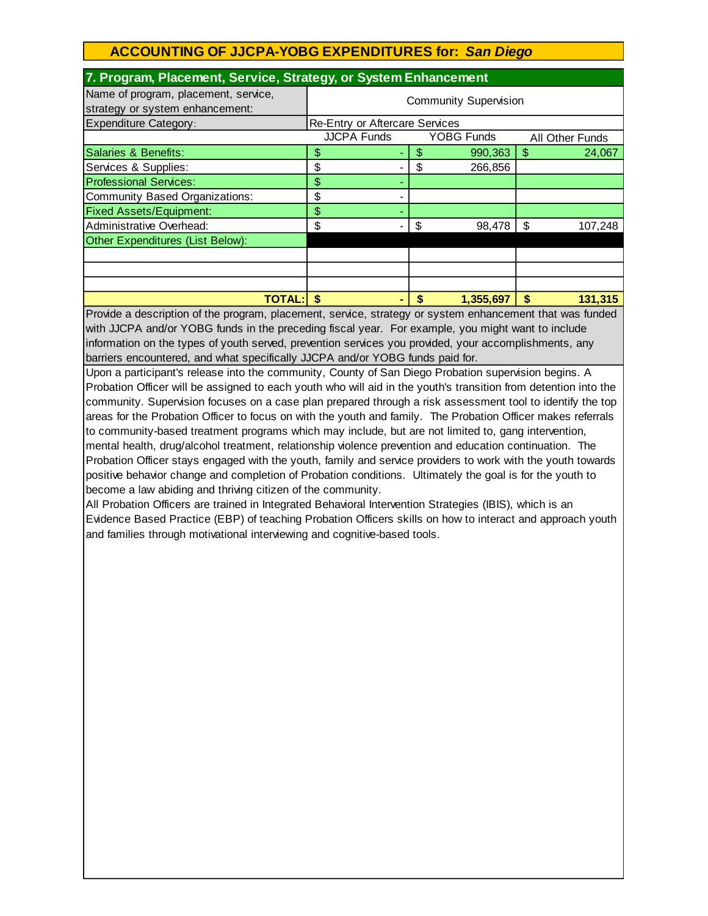## ACCOUNTING OF JJCPA-YOBG EXPENDITURES for: *San Diego*

### 7. Program, Placement, Service, Strategy, or System Enhancement

| Name of program, placement, service, strategy or system enhancement: | Community Supervision | | |
|---|---|---|---|
| Expenditure Category: | Re-Entry or Aftercare Services | | |
| | JJCPA Funds | YOBG Funds | All Other Funds |
| Salaries & Benefits: | $ - | $ 990,363 | $ 24,067 |
| Services & Supplies: | $ - | $ 266,856 | |
| Professional Services: | $ - | | |
| Community Based Organizations: | $ - | | |
| Fixed Assets/Equipment: | $ - | | |
| Administrative Overhead: | $ - | $ 98,478 | $ 107,248 |
| Other Expenditures (List Below): | | | |
| | | | |
| | | | |
| | | | |
| **TOTAL:** | **$ -** | **$ 1,355,697** | **$ 131,315** |

Provide a description of the program, placement, service, strategy or system enhancement that was funded with JJCPA and/or YOBG funds in the preceding fiscal year. For example, you might want to include information on the types of youth served, prevention services you provided, your accomplishments, any barriers encountered, and what specifically JJCPA and/or YOBG funds paid for.

Upon a participant's release into the community, County of San Diego Probation supervision begins. A Probation Officer will be assigned to each youth who will aid in the youth's transition from detention into the community. Supervision focuses on a case plan prepared through a risk assessment tool to identify the top areas for the Probation Officer to focus on with the youth and family. The Probation Officer makes referrals to community-based treatment programs which may include, but are not limited to, gang intervention, mental health, drug/alcohol treatment, relationship violence prevention and education continuation. The Probation Officer stays engaged with the youth, family and service providers to work with the youth towards positive behavior change and completion of Probation conditions. Ultimately the goal is for the youth to become a law abiding and thriving citizen of the community.

All Probation Officers are trained in Integrated Behavioral Intervention Strategies (IBIS), which is an Evidence Based Practice (EBP) of teaching Probation Officers skills on how to interact and approach youth and families through motivational interviewing and cognitive-based tools.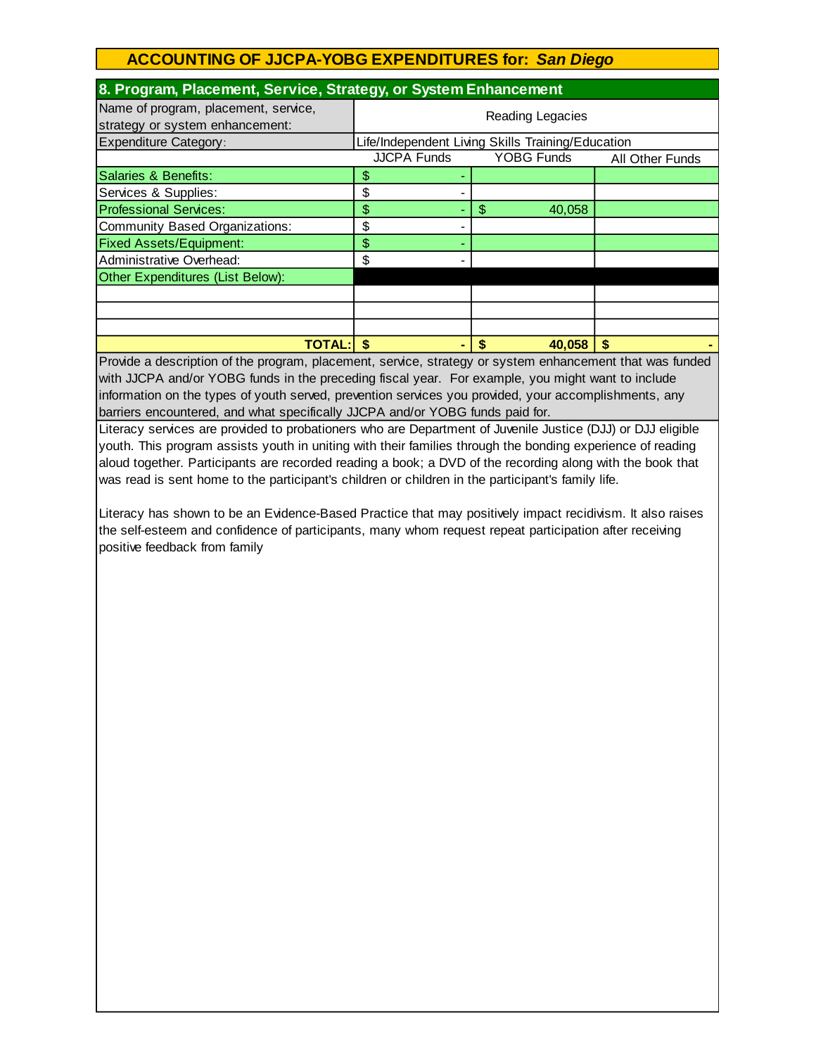# ACCOUNTING OF JJCPA-YOBG EXPENDITURES for: *San Diego*

## 8. Program, Placement, Service, Strategy, or System Enhancement

| Name of program, placement, service, strategy or system enhancement: | Reading Legacies | | |
|---|---|---|---|
| Expenditure Category: | Life/Independent Living Skills Training/Education | | |
| | JJCPA Funds | YOBG Funds | All Other Funds |
| Salaries & Benefits: | $ - | | |
| Services & Supplies: | $ - | | |
| Professional Services: | $ - | $ 40,058 | |
| Community Based Organizations: | $ - | | |
| Fixed Assets/Equipment: | $ - | | |
| Administrative Overhead: | $ - | | |
| Other Expenditures (List Below): | | | |
| | | | |
| | | | |
| | | | |
| **TOTAL:** | **$ -** | **$ 40,058** | **$ -** |

Provide a description of the program, placement, service, strategy or system enhancement that was funded with JJCPA and/or YOBG funds in the preceding fiscal year. For example, you might want to include information on the types of youth served, prevention services you provided, your accomplishments, any barriers encountered, and what specifically JJCPA and/or YOBG funds paid for.

Literacy services are provided to probationers who are Department of Juvenile Justice (DJJ) or DJJ eligible youth. This program assists youth in uniting with their families through the bonding experience of reading aloud together. Participants are recorded reading a book; a DVD of the recording along with the book that was read is sent home to the participant's children or children in the participant's family life.

Literacy has shown to be an Evidence-Based Practice that may positively impact recidivism. It also raises the self-esteem and confidence of participants, many whom request repeat participation after receiving positive feedback from family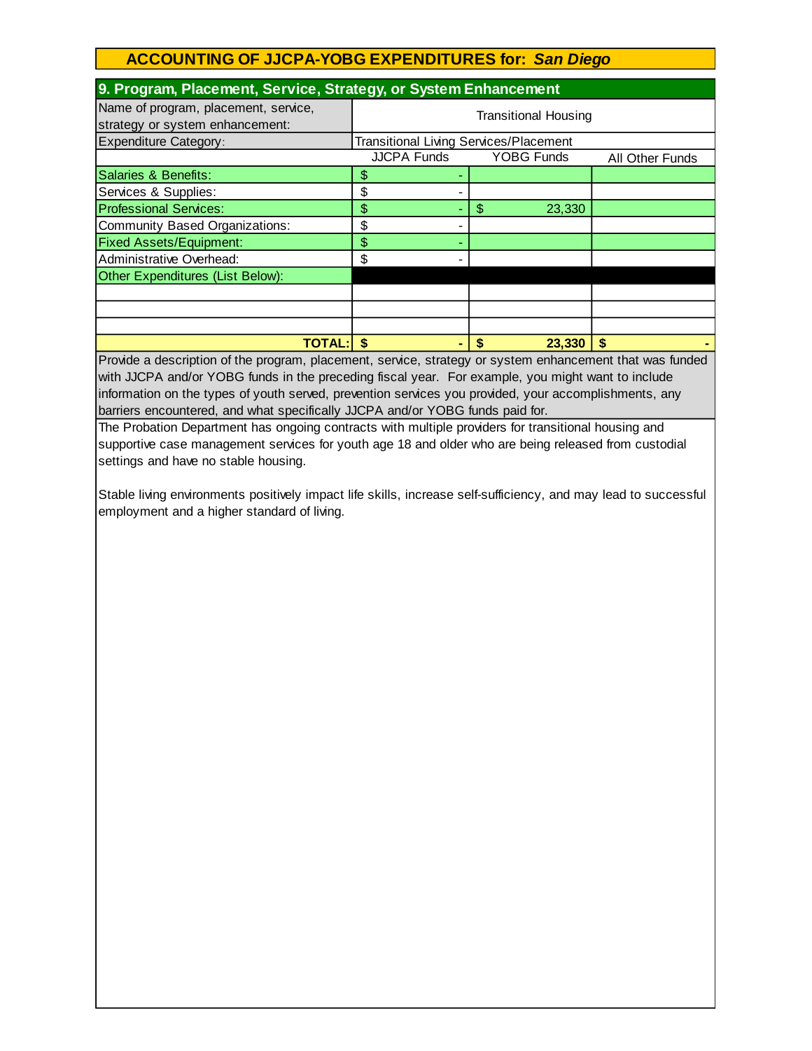# ACCOUNTING OF JJCPA-YOBG EXPENDITURES for: *San Diego*

## 9. Program, Placement, Service, Strategy, or System Enhancement

| Name of program, placement, service, strategy or system enhancement: | Transitional Housing | | |
|---|---|---|---|
| Expenditure Category: | Transitional Living Services/Placement | | |
| | JJCPA Funds | YOBG Funds | All Other Funds |
| Salaries & Benefits: | $ - | | |
| Services & Supplies: | $ - | | |
| Professional Services: | $ - | $ 23,330 | |
| Community Based Organizations: | $ - | | |
| Fixed Assets/Equipment: | $ - | | |
| Administrative Overhead: | $ - | | |
| Other Expenditures (List Below): | | | |
| | | | |
| | | | |
| | | | |
| **TOTAL:** | **$ -** | **$ 23,330** | **$ -** |

Provide a description of the program, placement, service, strategy or system enhancement that was funded with JJCPA and/or YOBG funds in the preceding fiscal year. For example, you might want to include information on the types of youth served, prevention services you provided, your accomplishments, any barriers encountered, and what specifically JJCPA and/or YOBG funds paid for.

The Probation Department has ongoing contracts with multiple providers for transitional housing and supportive case management services for youth age 18 and older who are being released from custodial settings and have no stable housing.

Stable living environments positively impact life skills, increase self-sufficiency, and may lead to successful employment and a higher standard of living.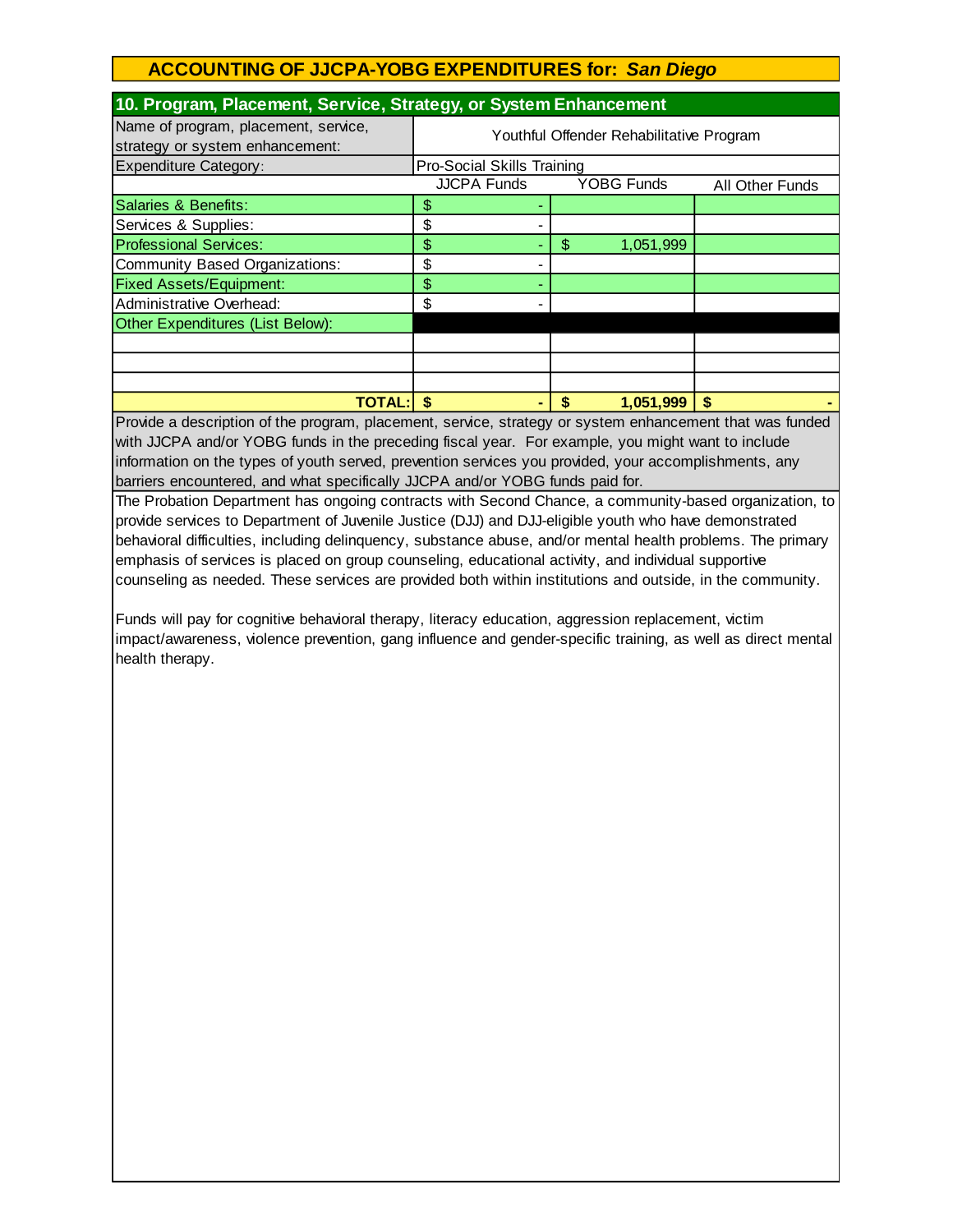## ACCOUNTING OF JJCPA-YOBG EXPENDITURES for: *San Diego*

### 10. Program, Placement, Service, Strategy, or System Enhancement

| Name of program, placement, service, strategy or system enhancement: | Youthful Offender Rehabilitative Program | | |
|---|---|---|---|
| Expenditure Category: | Pro-Social Skills Training | | |
| | JJCPA Funds | YOBG Funds | All Other Funds |
| Salaries & Benefits: | $ - | | |
| Services & Supplies: | $ - | | |
| Professional Services: | $ - | $ 1,051,999 | |
| Community Based Organizations: | $ - | | |
| Fixed Assets/Equipment: | $ - | | |
| Administrative Overhead: | $ - | | |
| Other Expenditures (List Below): | | | |
| | | | |
| | | | |
| | | | |
| **TOTAL:** | **$ -** | **$ 1,051,999** | **$ -** |

Provide a description of the program, placement, service, strategy or system enhancement that was funded with JJCPA and/or YOBG funds in the preceding fiscal year. For example, you might want to include information on the types of youth served, prevention services you provided, your accomplishments, any barriers encountered, and what specifically JJCPA and/or YOBG funds paid for.

The Probation Department has ongoing contracts with Second Chance, a community-based organization, to provide services to Department of Juvenile Justice (DJJ) and DJJ-eligible youth who have demonstrated behavioral difficulties, including delinquency, substance abuse, and/or mental health problems. The primary emphasis of services is placed on group counseling, educational activity, and individual supportive counseling as needed. These services are provided both within institutions and outside, in the community.

Funds will pay for cognitive behavioral therapy, literacy education, aggression replacement, victim impact/awareness, violence prevention, gang influence and gender-specific training, as well as direct mental health therapy.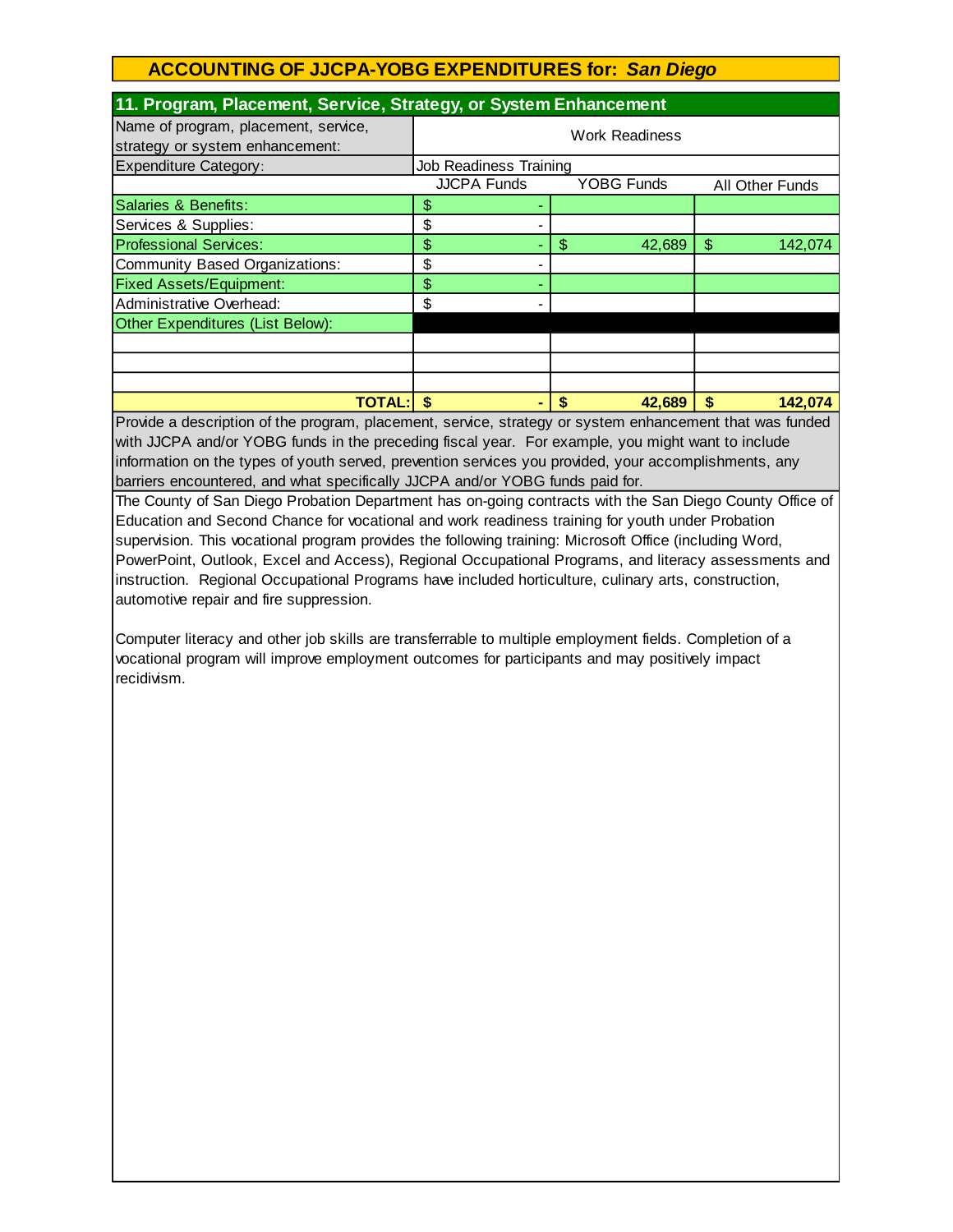## ACCOUNTING OF JJCPA-YOBG EXPENDITURES for: *San Diego*

### 11. Program, Placement, Service, Strategy, or System Enhancement

| | | | |
|---|---|---|---|
| Name of program, placement, service, strategy or system enhancement: | Work Readiness | | |
| Expenditure Category: | Job Readiness Training | | |
| | JJCPA Funds | YOBG Funds | All Other Funds |
| Salaries & Benefits: | $ - | | |
| Services & Supplies: | $ - | | |
| Professional Services: | $ - | $ 42,689 | $ 142,074 |
| Community Based Organizations: | $ - | | |
| Fixed Assets/Equipment: | $ - | | |
| Administrative Overhead: | $ - | | |
| Other Expenditures (List Below): | | | |
| | | | |
| | | | |
| | | | |
| **TOTAL:** | **$ -** | **$ 42,689** | **$ 142,074** |

Provide a description of the program, placement, service, strategy or system enhancement that was funded with JJCPA and/or YOBG funds in the preceding fiscal year. For example, you might want to include information on the types of youth served, prevention services you provided, your accomplishments, any barriers encountered, and what specifically JJCPA and/or YOBG funds paid for.

The County of San Diego Probation Department has on-going contracts with the San Diego County Office of Education and Second Chance for vocational and work readiness training for youth under Probation supervision. This vocational program provides the following training: Microsoft Office (including Word, PowerPoint, Outlook, Excel and Access), Regional Occupational Programs, and literacy assessments and instruction. Regional Occupational Programs have included horticulture, culinary arts, construction, automotive repair and fire suppression.

Computer literacy and other job skills are transferrable to multiple employment fields. Completion of a vocational program will improve employment outcomes for participants and may positively impact recidivism.